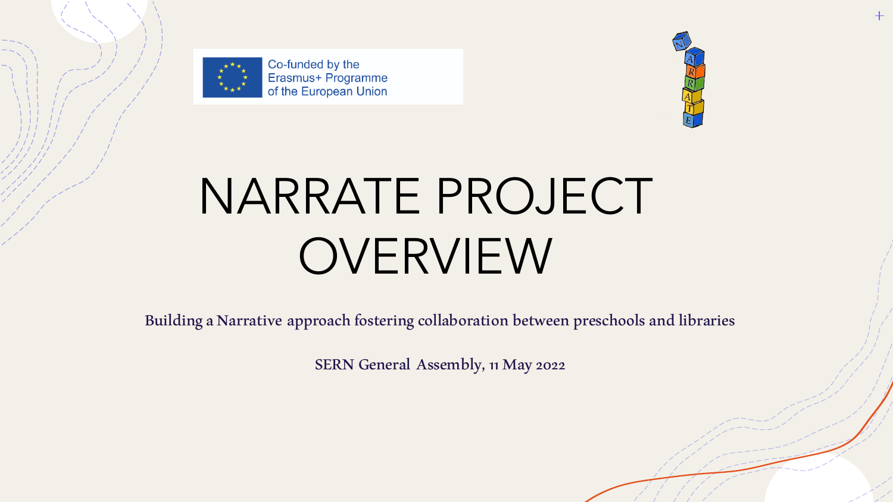Co-funded by the Erasmus+ Programme of the European Union

# NARRATE PROJECT OVERVIEW

Building a Narrative approach fostering collaboration between preschools and libraries

SERN General Assembly, 11 May 2022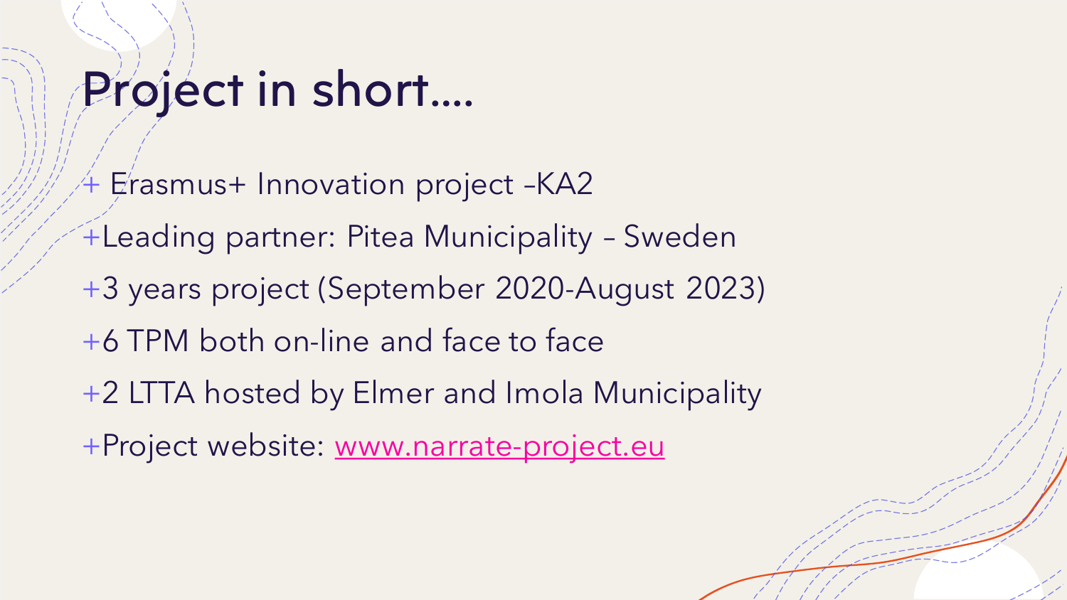# Project in short….

- Erasmus+ Innovation project –KA2
- Leading partner: Pitea Municipality – Sweden
- 3 years project (September 2020-August 2023)
- 6 TPM both on-line and face to face
- 2 LTTA hosted by Elmer and Imola Municipality
- Project website: [www.narrate-project.eu](http://www.narrate-project.eu)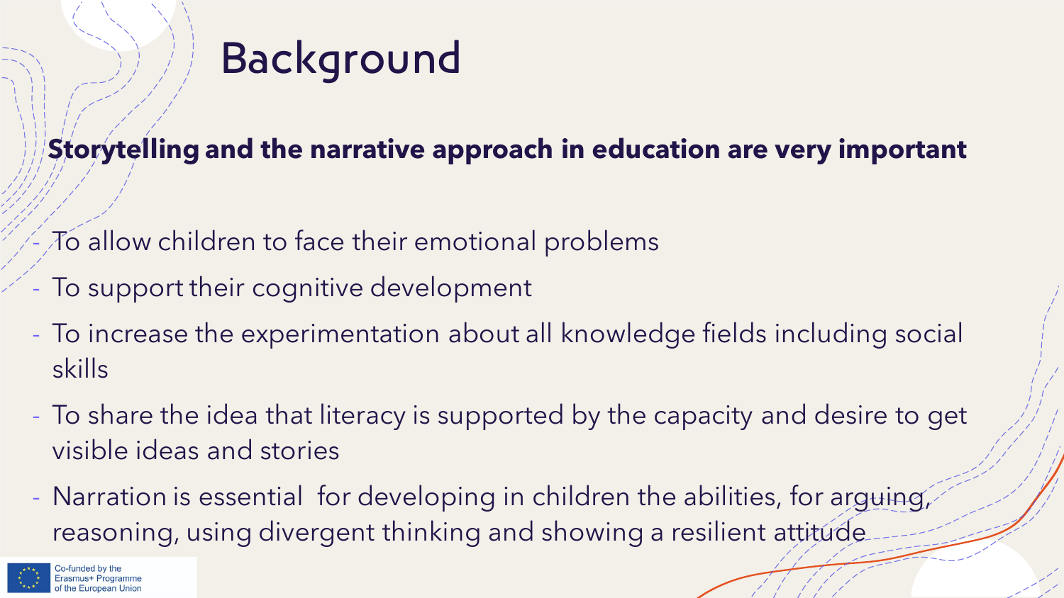# Background

**Storytelling and the narrative approach in education are very important**

- To allow children to face their emotional problems
- To support their cognitive development
- To increase the experimentation about all knowledge fields including social skills
- To share the idea that literacy is supported by the capacity and desire to get visible ideas and stories
- Narration is essential for developing in children the abilities, for arguing, reasoning, using divergent thinking and showing a resilient attitude

Co-funded by the Erasmus+ Programme of the European Union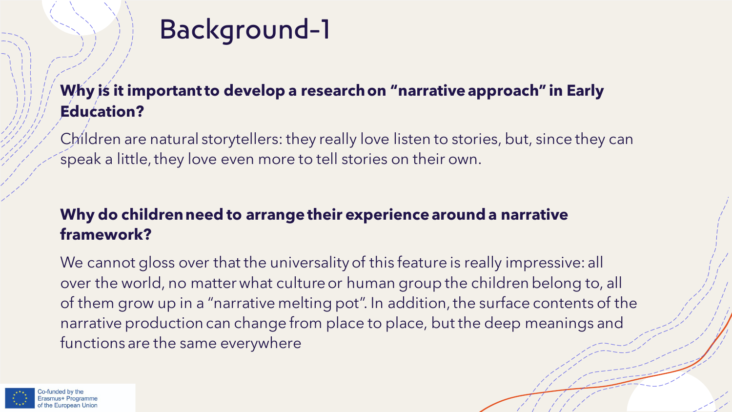# Background-1

**Why is it important to develop a research on "narrative approach" in Early Education?**

Children are natural storytellers: they really love listen to stories, but, since they can speak a little, they love even more to tell stories on their own.

**Why do children need to arrange their experience around a narrative framework?**

We cannot gloss over that the universality of this feature is really impressive: all over the world, no matter what culture or human group the children belong to, all of them grow up in a "narrative melting pot". In addition, the surface contents of the narrative production can change from place to place, but the deep meanings and functions are the same everywhere

Co-funded by the Erasmus+ Programme of the European Union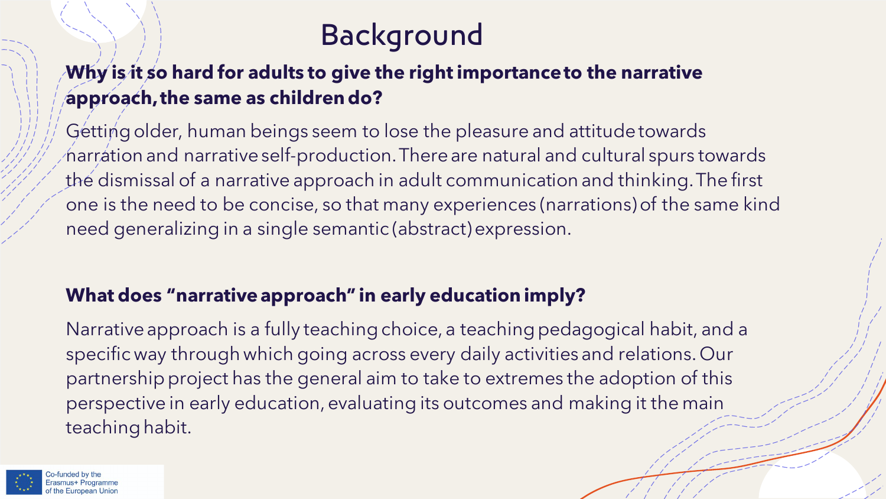# Background

**Why is it so hard for adults to give the right importance to the narrative approach, the same as children do?**

Getting older, human beings seem to lose the pleasure and attitude towards narration and narrative self-production. There are natural and cultural spurs towards the dismissal of a narrative approach in adult communication and thinking. The first one is the need to be concise, so that many experiences (narrations) of the same kind need generalizing in a single semantic (abstract) expression.

**What does "narrative approach" in early education imply?**

Narrative approach is a fully teaching choice, a teaching pedagogical habit, and a specific way through which going across every daily activities and relations. Our partnership project has the general aim to take to extremes the adoption of this perspective in early education, evaluating its outcomes and making it the main teaching habit.

Co-funded by the Erasmus+ Programme of the European Union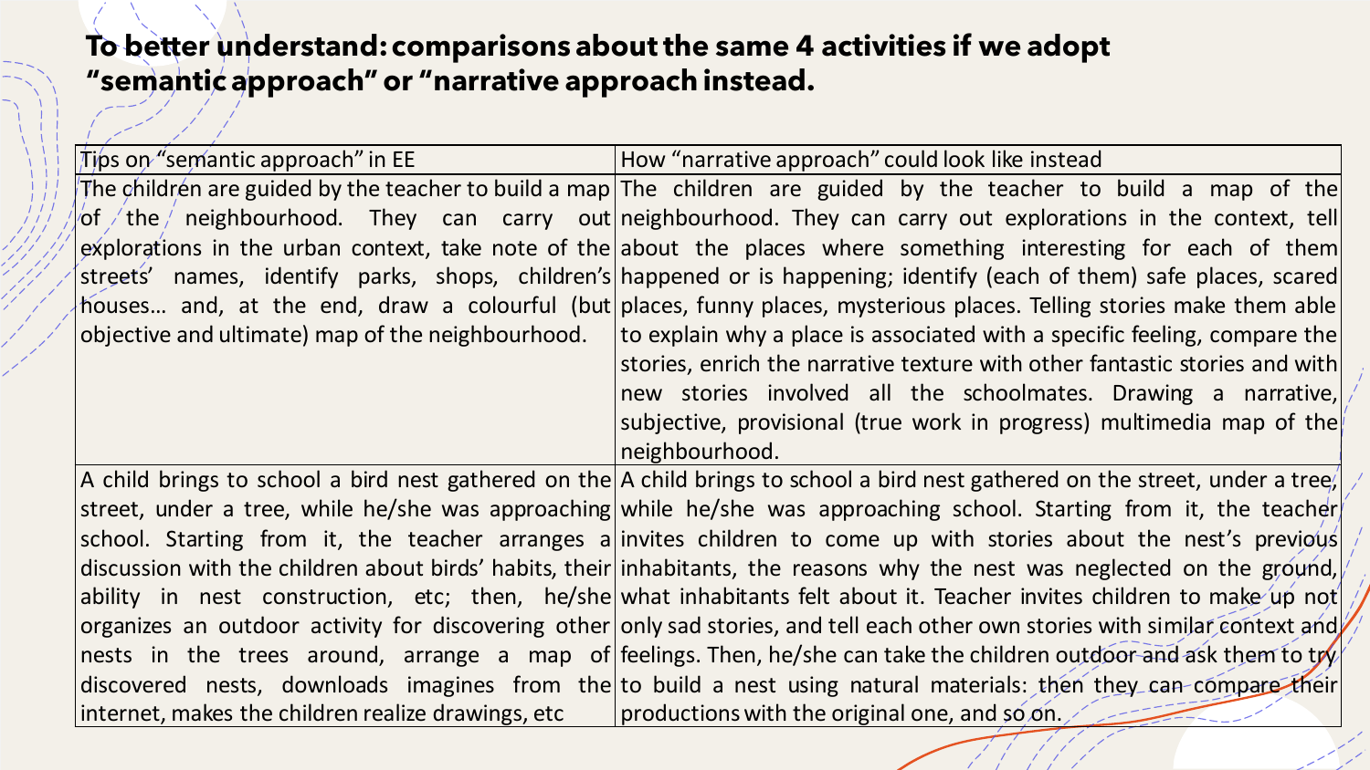## To better understand: comparisons about the same 4 activities if we adopt "semantic approach" or "narrative approach instead.

| Tips on "semantic approach" in EE | How "narrative approach" could look like instead |
|---|---|
| The children are guided by the teacher to build a map of the neighbourhood. They can carry out explorations in the urban context, take note of the streets' names, identify parks, shops, children's houses… and, at the end, draw a colourful (but objective and ultimate) map of the neighbourhood. | The children are guided by the teacher to build a map of the neighbourhood. They can carry out explorations in the context, tell about the places where something interesting for each of them happened or is happening; identify (each of them) safe places, scared places, funny places, mysterious places. Telling stories make them able to explain why a place is associated with a specific feeling, compare the stories, enrich the narrative texture with other fantastic stories and with new stories involved all the schoolmates. Drawing a narrative, subjective, provisional (true work in progress) multimedia map of the neighbourhood. |
| A child brings to school a bird nest gathered on the street, under a tree, while he/she was approaching school. Starting from it, the teacher arranges a discussion with the children about birds' habits, their ability in nest construction, etc; then, he/she organizes an outdoor activity for discovering other nests in the trees around, arrange a map of discovered nests, downloads imagines from the internet, makes the children realize drawings, etc | A child brings to school a bird nest gathered on the street, under a tree, while he/she was approaching school. Starting from it, the teacher invites children to come up with stories about the nest's previous inhabitants, the reasons why the nest was neglected on the ground, what inhabitants felt about it. Teacher invites children to make up not only sad stories, and tell each other own stories with similar context and feelings. Then, he/she can take the children outdoor and ask them to try to build a nest using natural materials: then they can compare their productions with the original one, and so on. |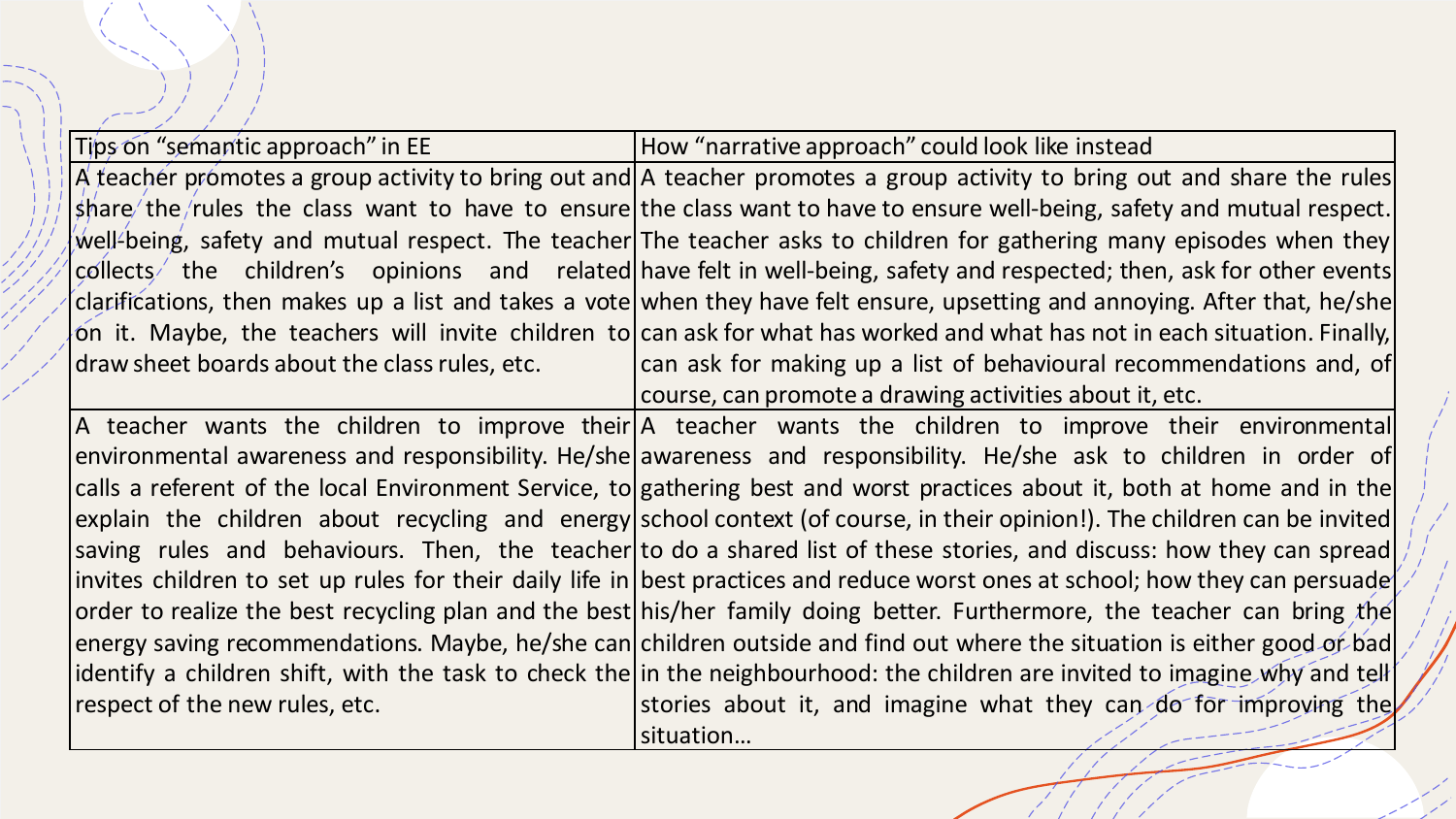| Tips on "semantic approach" in EE | How "narrative approach" could look like instead |
|---|---|
| A teacher promotes a group activity to bring out and share the rules the class want to have to ensure well-being, safety and mutual respect. The teacher collects the children's opinions and related clarifications, then makes up a list and takes a vote on it. Maybe, the teachers will invite children to draw sheet boards about the class rules, etc. | A teacher promotes a group activity to bring out and share the rules the class want to have to ensure well-being, safety and mutual respect. The teacher asks to children for gathering many episodes when they have felt in well-being, safety and respected; then, ask for other events when they have felt ensure, upsetting and annoying. After that, he/she can ask for what has worked and what has not in each situation. Finally, can ask for making up a list of behavioural recommendations and, of course, can promote a drawing activities about it, etc. |
| A teacher wants the children to improve their environmental awareness and responsibility. He/she calls a referent of the local Environment Service, to explain the children about recycling and energy saving rules and behaviours. Then, the teacher invites children to set up rules for their daily life in order to realize the best recycling plan and the best energy saving recommendations. Maybe, he/she can identify a children shift, with the task to check the respect of the new rules, etc. | A teacher wants the children to improve their environmental awareness and responsibility. He/she ask to children in order of gathering best and worst practices about it, both at home and in the school context (of course, in their opinion!). The children can be invited to do a shared list of these stories, and discuss: how they can spread best practices and reduce worst ones at school; how they can persuade his/her family doing better. Furthermore, the teacher can bring the children outside and find out where the situation is either good or bad in the neighbourhood: the children are invited to imagine why and tell stories about it, and imagine what they can do for improving the situation… |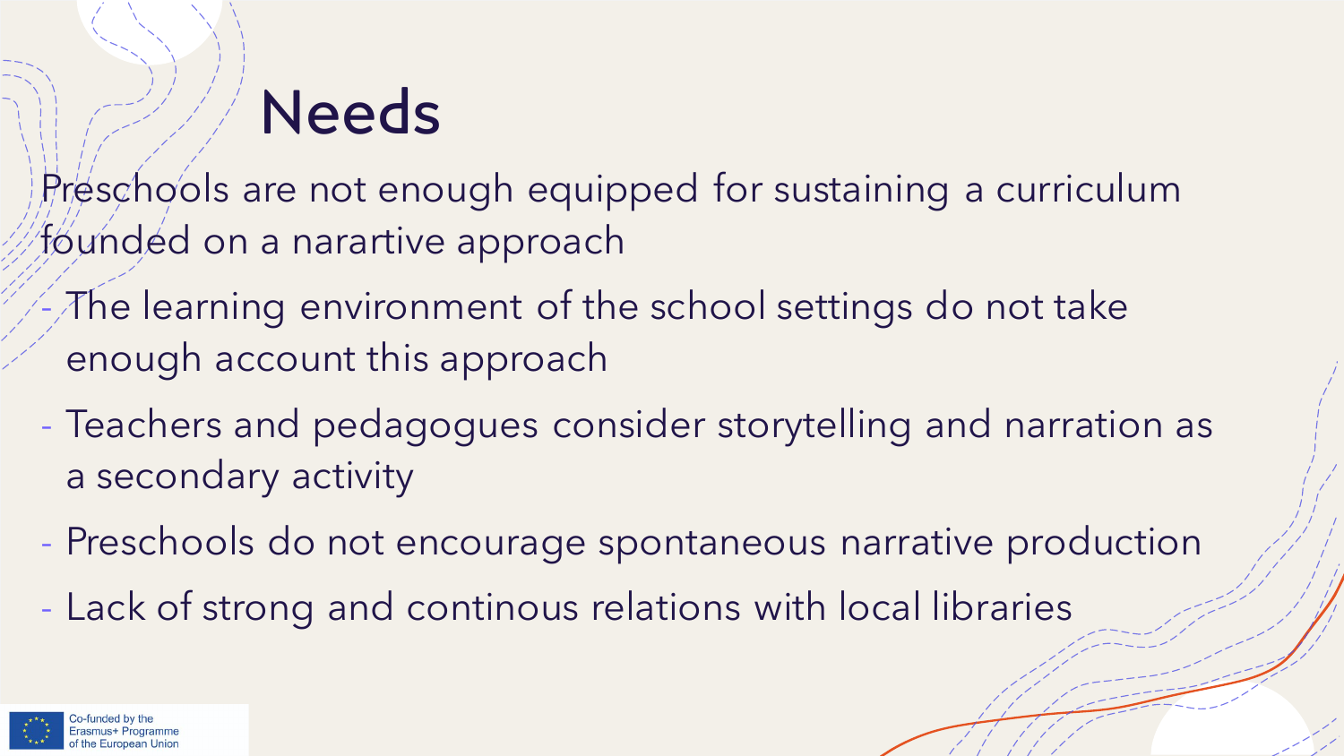# Needs

Preschools are not enough equipped for sustaining a curriculum founded on a narartive approach

- The learning environment of the school settings do not take enough account this approach
- Teachers and pedagogues consider storytelling and narration as a secondary activity
- Preschools do not encourage spontaneous narrative production
- Lack of strong and continous relations with local libraries

Co-funded by the Erasmus+ Programme of the European Union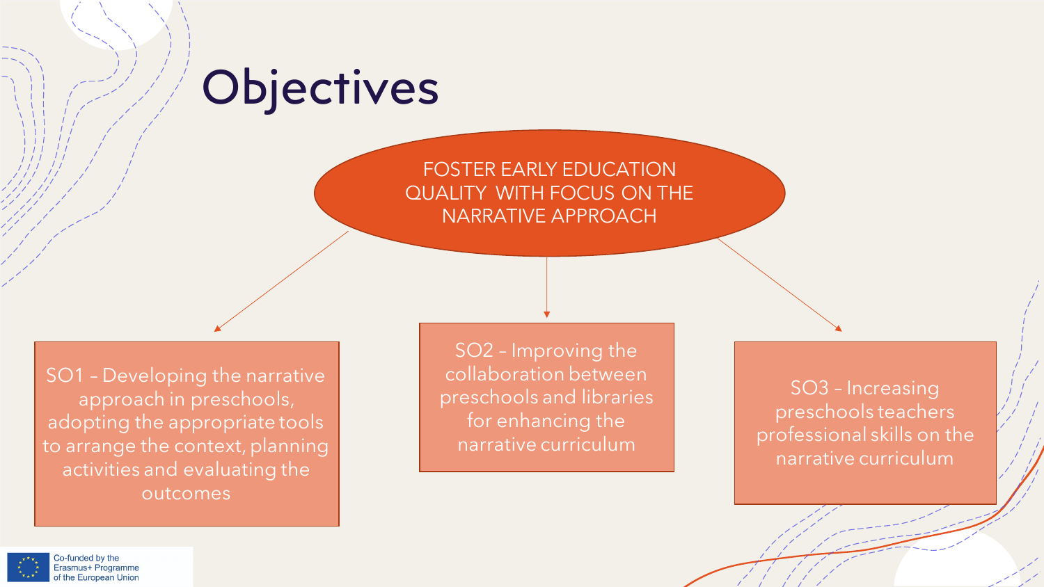# Objectives

FOSTER EARLY EDUCATION QUALITY WITH FOCUS ON THE NARRATIVE APPROACH

- SO1 – Developing the narrative approach in preschools, adopting the appropriate tools to arrange the context, planning activities and evaluating the outcomes
- SO2 – Improving the collaboration between preschools and libraries for enhancing the narrative curriculum
- SO3 – Increasing preschools teachers professional skills on the narrative curriculum

Co-funded by the Erasmus+ Programme of the European Union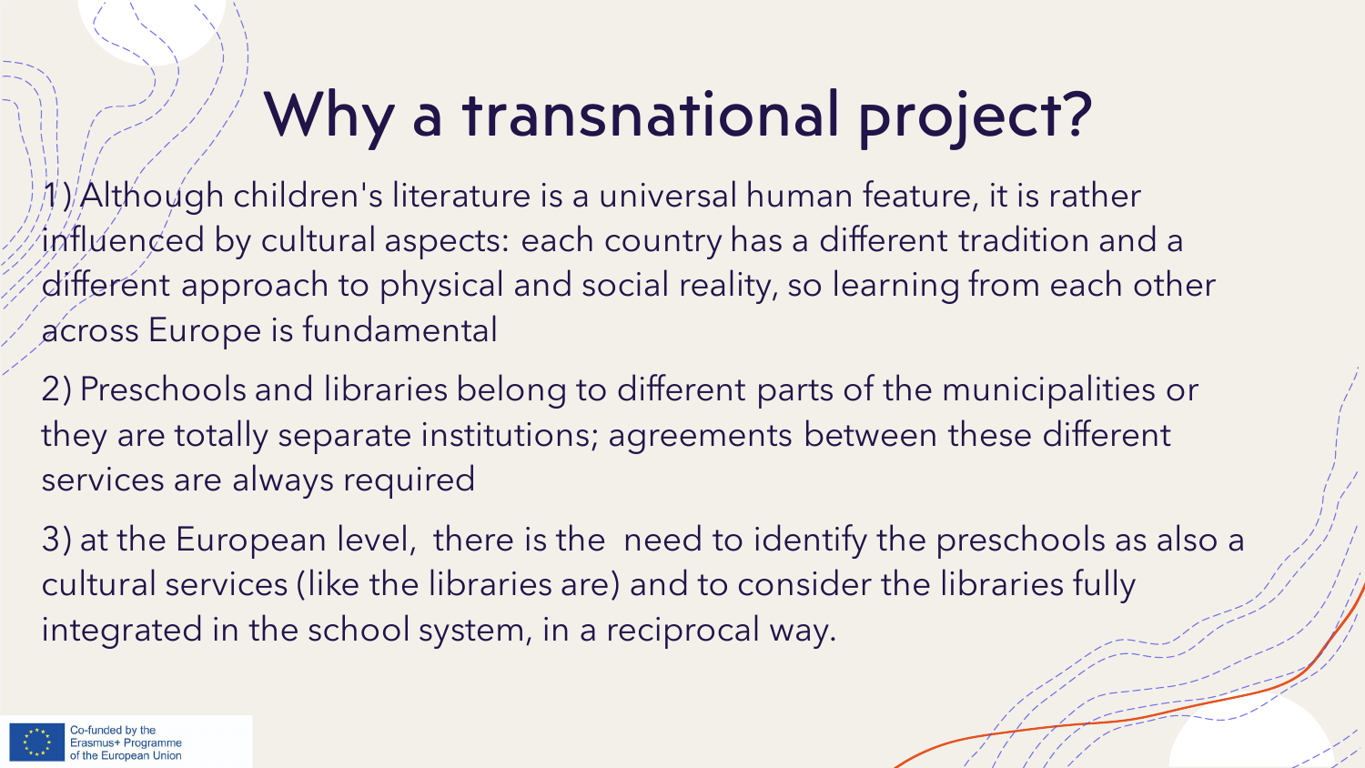# Why a transnational project?

1) Although children's literature is a universal human feature, it is rather influenced by cultural aspects: each country has a different tradition and a different approach to physical and social reality, so learning from each other across Europe is fundamental

2) Preschools and libraries belong to different parts of the municipalities or they are totally separate institutions; agreements between these different services are always required

3) at the European level, there is the need to identify the preschools as also a cultural services (like the libraries are) and to consider the libraries fully integrated in the school system, in a reciprocal way.

Co-funded by the Erasmus+ Programme of the European Union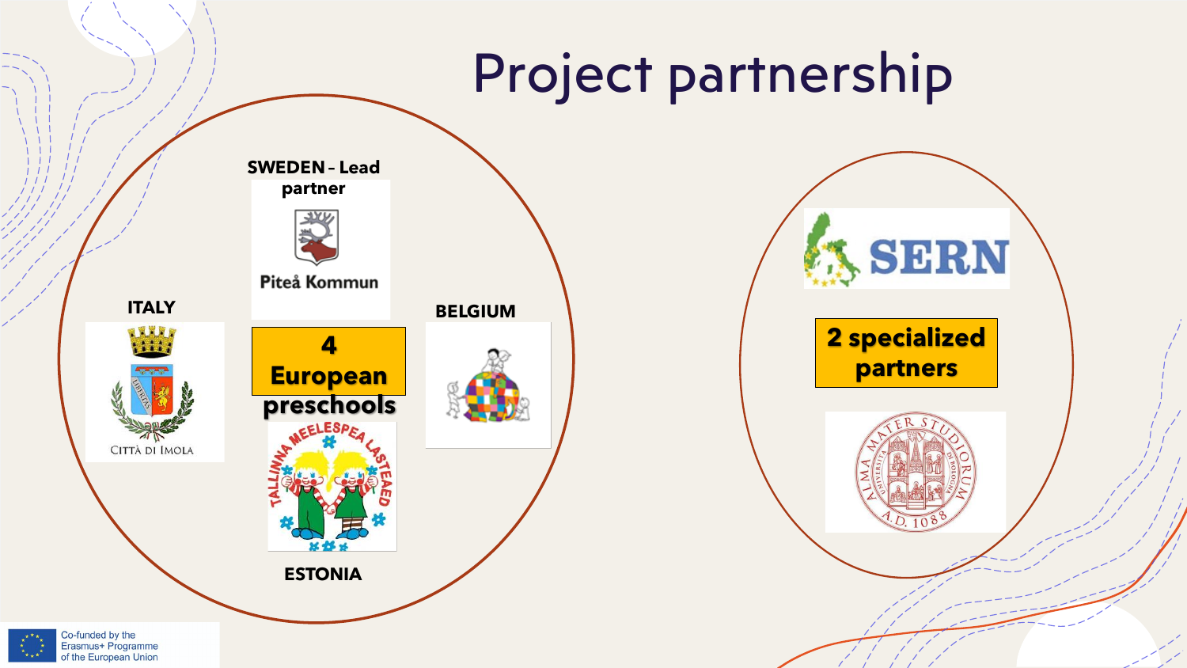# Project partnership

**SWEDEN - Lead partner**

Piteå Kommun

**ITALY**

Città di Imola

**4 European preschools**

**BELGIUM**

**ESTONIA**

Tallinna Meelespea Lasteaed

SERN

**2 specialized partners**

Alma Mater Studiorum Università di Bologna A.D. 1088

Co-funded by the Erasmus+ Programme of the European Union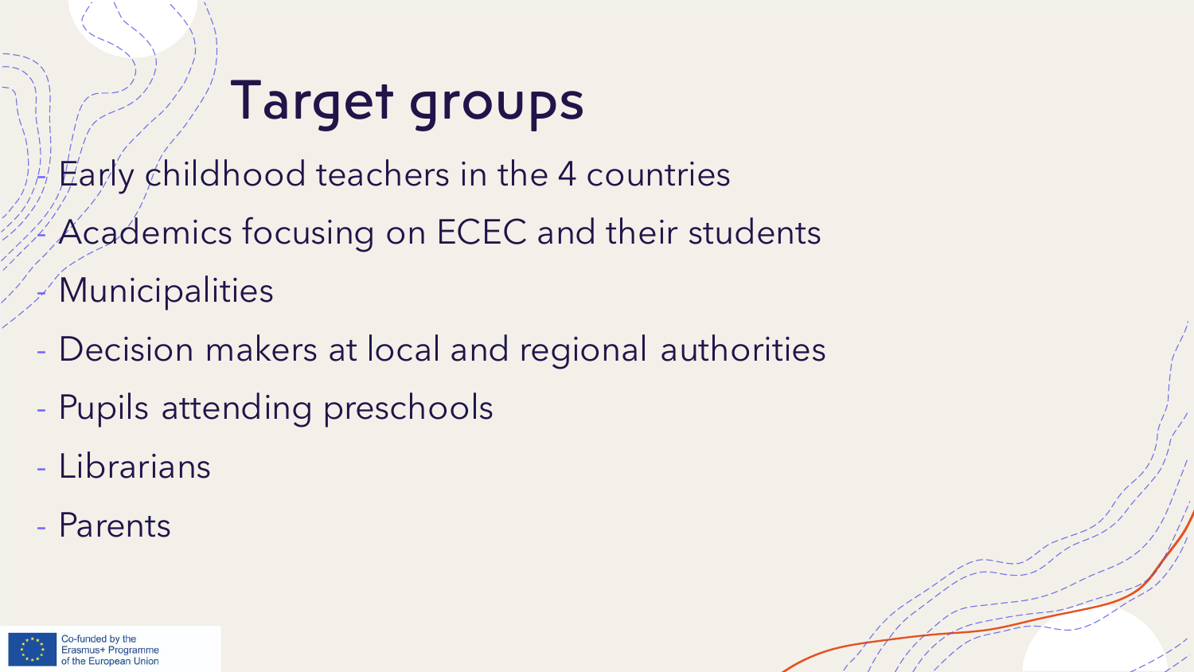# Target groups

- Early childhood teachers in the 4 countries
- Academics focusing on ECEC and their students
- Municipalities
- Decision makers at local and regional authorities
- Pupils attending preschools
- Librarians
- Parents

Co-funded by the Erasmus+ Programme of the European Union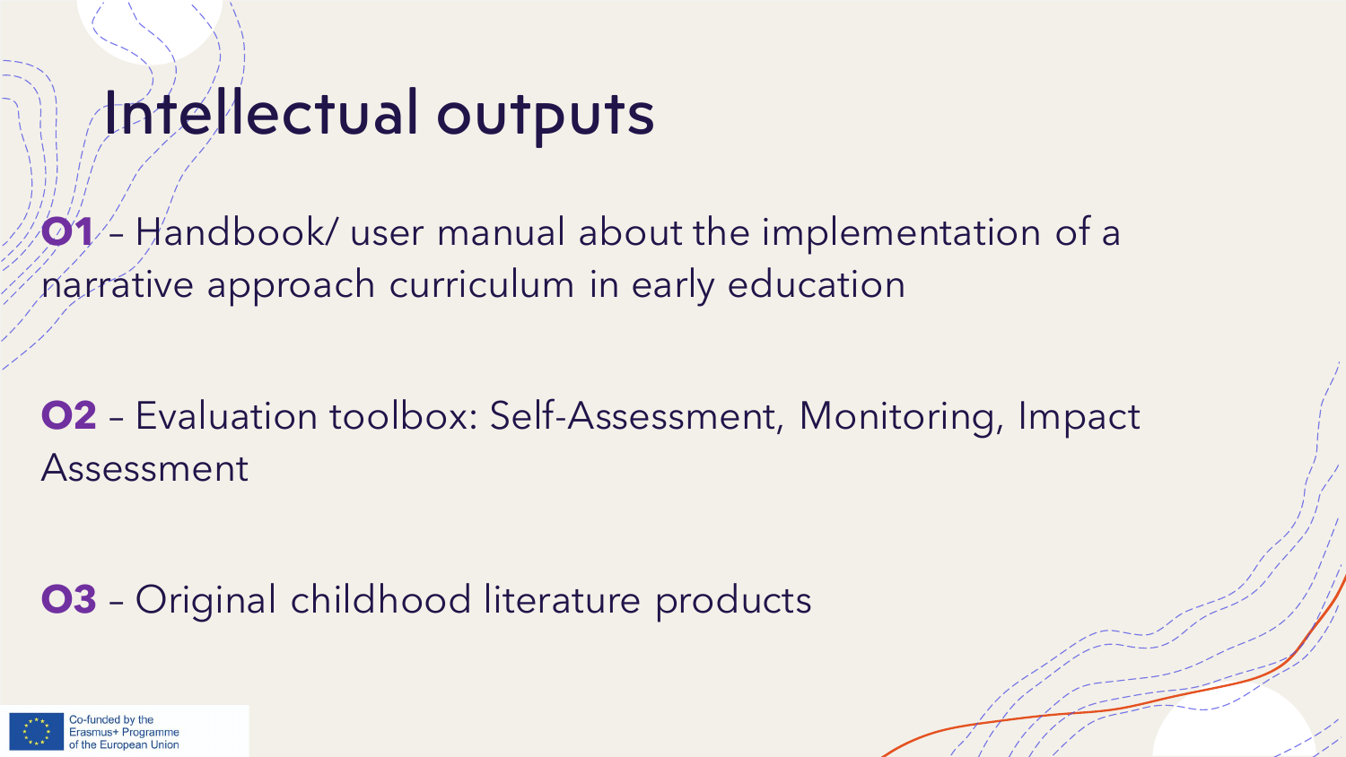# Intellectual outputs

**O1** – Handbook/ user manual about the implementation of a narrative approach curriculum in early education

**O2** – Evaluation toolbox: Self-Assessment, Monitoring, Impact Assessment

**O3** – Original childhood literature products

Co-funded by the Erasmus+ Programme of the European Union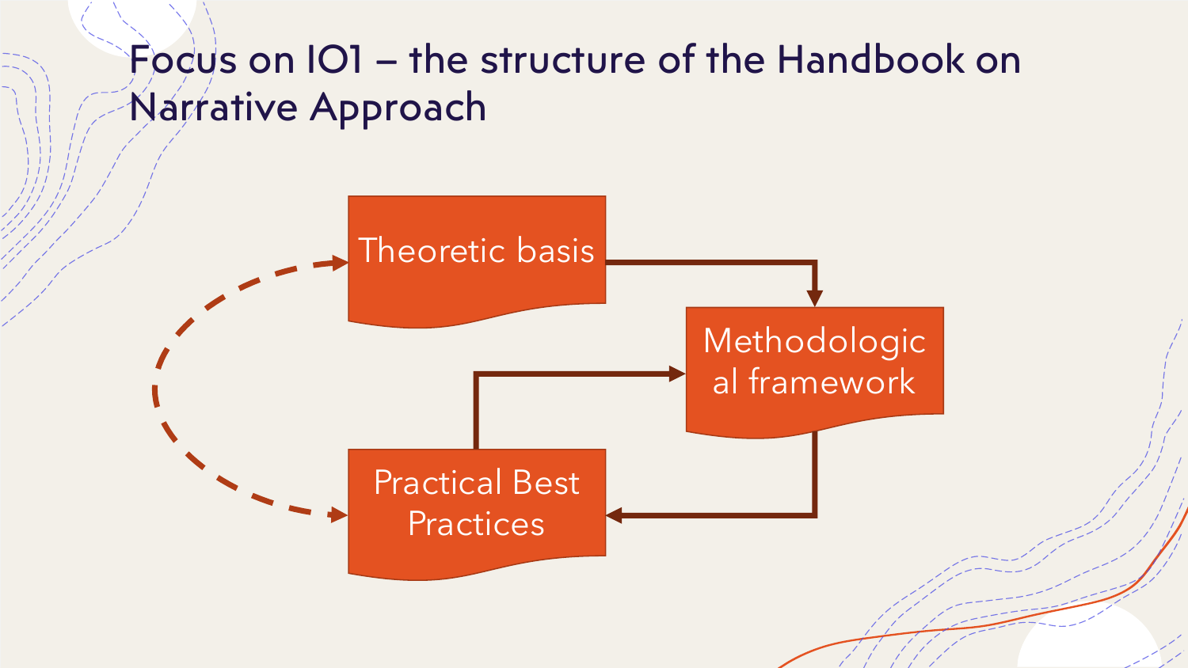# Focus on IO1 – the structure of the Handbook on Narrative Approach

Theoretic basis

Methodological framework

Practical Best Practices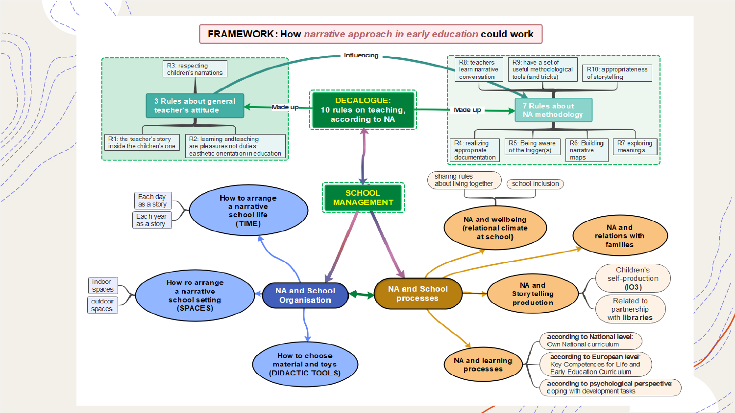# FRAMEWORK: How *narrative approach in early education* could work

**DECALOGUE: 10 rules on teaching, according to NA**

- Made up → **3 Rules about general teacher's attitude**
  - R1: the teacher's story inside the children's one
  - R2: learning and teaching are pleasures not duties: easthetic orientation in education
  - R3: respecting children's narrations
- Made up → **7 Rules about NA methodology**
  - R4: realizing appropriate documentation
  - R5: Being aware of the trigger(s)
  - R6: Building narrative maps
  - R7 exploring meanings
  - R8: teachers learn narrative conversation
  - R9: have a set of useful methodological tools (and tricks)
  - R10: appropriateness of storytelling
- Influencing

**SCHOOL MANAGEMENT**

**NA and School Organisation**

- How to arrange a narrative school life (TIME)
  - Each day as a story
  - Each year as a story
- How ro arrange a narrative school setting (SPACES)
  - indoor spaces
  - outdoor spaces
- How to choose material and toys (DIDACTIC TOOLS)

**NA and School processes**

- NA and wellbeing (relational climate at school)
  - sharing rules about living together
  - school inclusion
- NA and relations with families
- NA and Story telling production
  - Children's self-production (IO3)
  - Related to partnership with libraries
- NA and learning processes
  - **according to National level:** Own National curriculum
  - **according to European level:** Key Competences for Life and Early Education Curriculum
  - **according to psychological perspective** coping with development tasks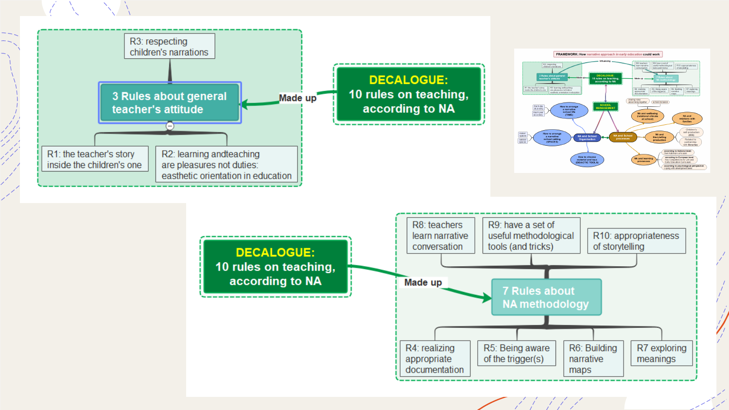**DECALOGUE: 10 rules on teaching, according to NA**

Made up

**3 Rules about general teacher's attitude**

- R1: the teacher's story inside the children's one
- R2: learning andteaching are pleasures not duties: easthetic orientation in education
- R3: respecting children's narrations

**DECALOGUE: 10 rules on teaching, according to NA**

Made up

**7 Rules about NA methodology**

- R4: realizing appropriate documentation
- R5: Being aware of the trigger(s)
- R6: Building narrative maps
- R7 exploring meanings
- R8: teachers learn narrative conversation
- R9: have a set of useful methodological tools (and tricks)
- R10: appropriateness of storytelling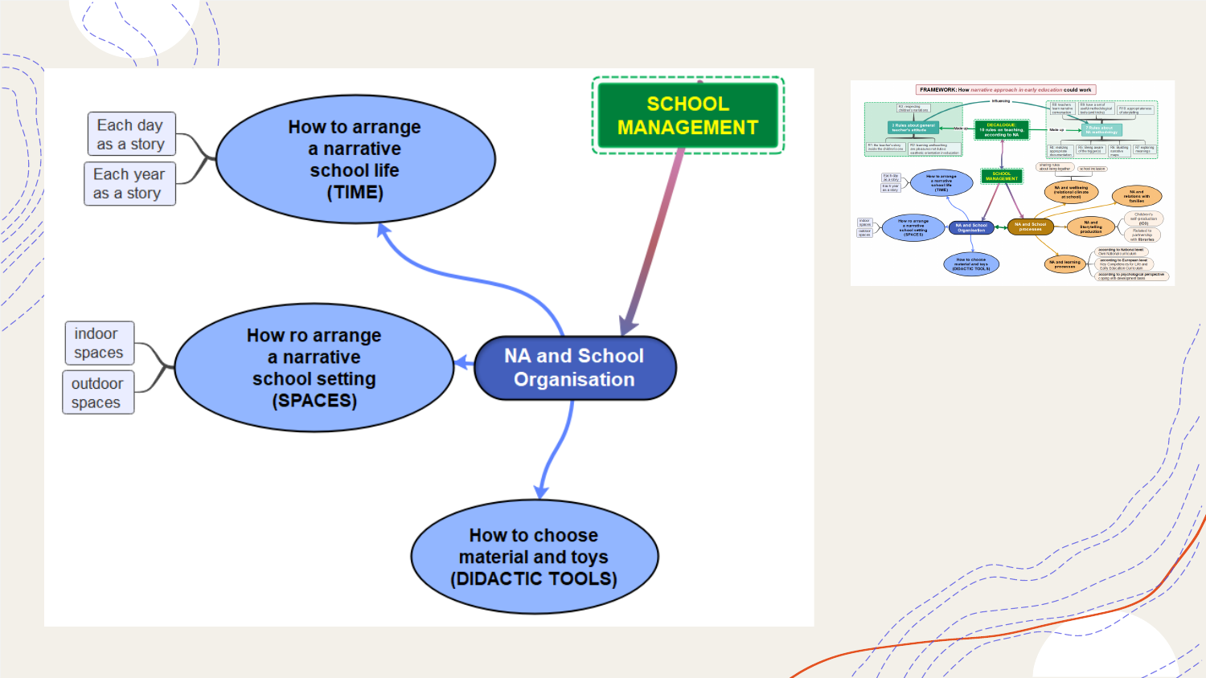SCHOOL MANAGEMENT

NA and School Organisation

How to arrange a narrative school life (TIME)

- Each day as a story
- Each year as a story

How ro arrange a narrative school setting (SPACES)

- indoor spaces
- outdoor spaces

How to choose material and toys (DIDACTIC TOOLS)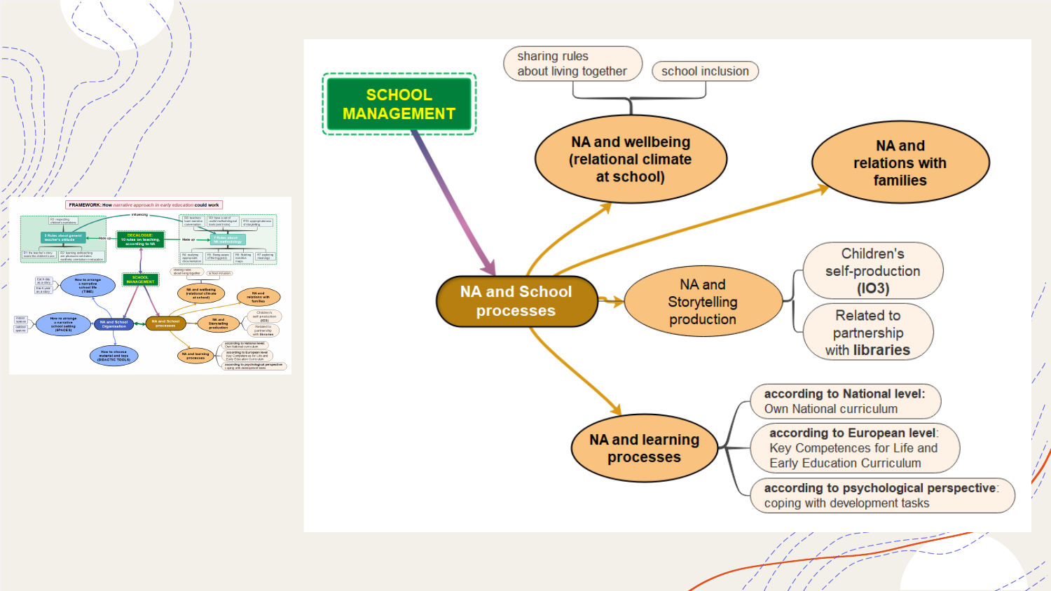SCHOOL MANAGEMENT

NA and School processes

- NA and wellbeing (relational climate at school)
  - sharing rules about living together
  - school inclusion
- NA and relations with families
- NA and Storytelling production
  - Children's self-production (IO3)
  - Related to partnership with **libraries**
- NA and learning processes
  - **according to National level:** Own National curriculum
  - **according to European level**: Key Competences for Life and Early Education Curriculum
  - **according to psychological perspective**: coping with development tasks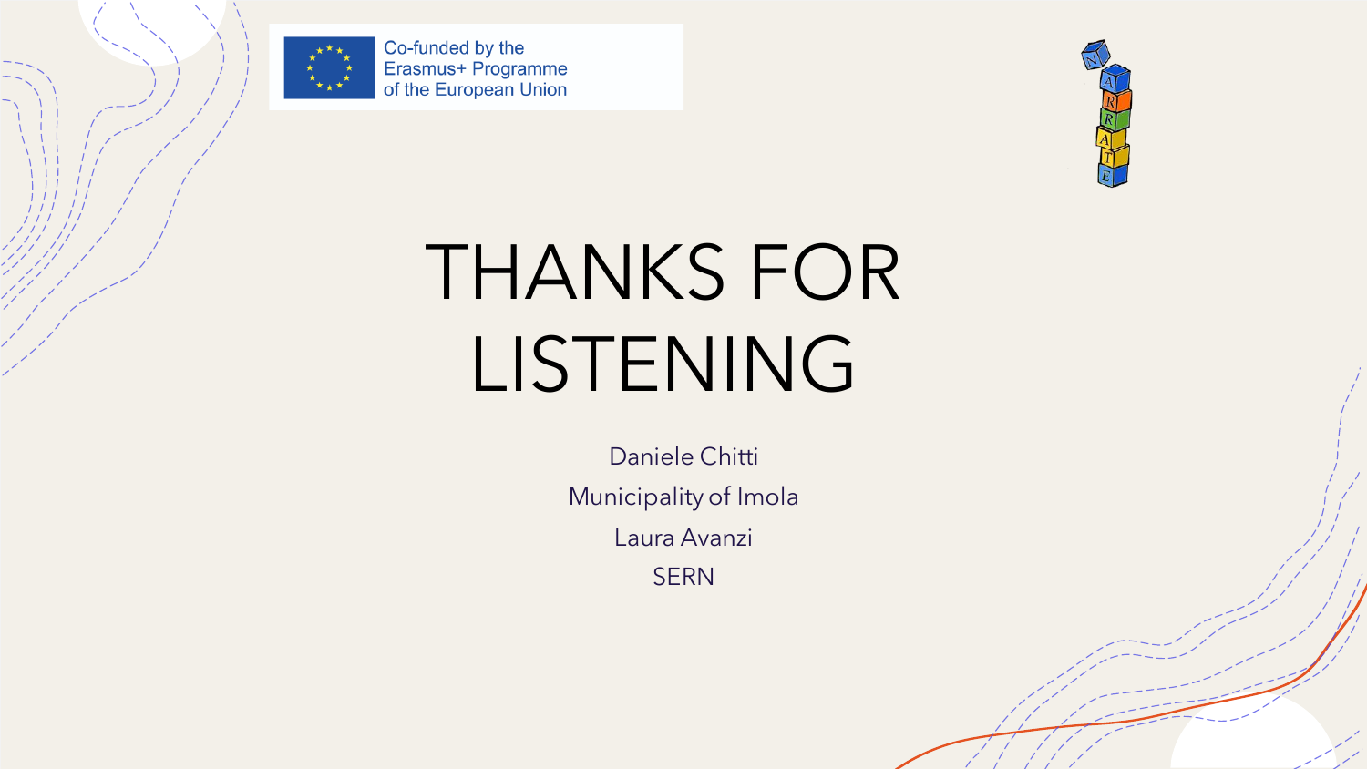Co-funded by the Erasmus+ Programme of the European Union

# THANKS FOR LISTENING

Daniele Chitti

Municipality of Imola

Laura Avanzi

SERN